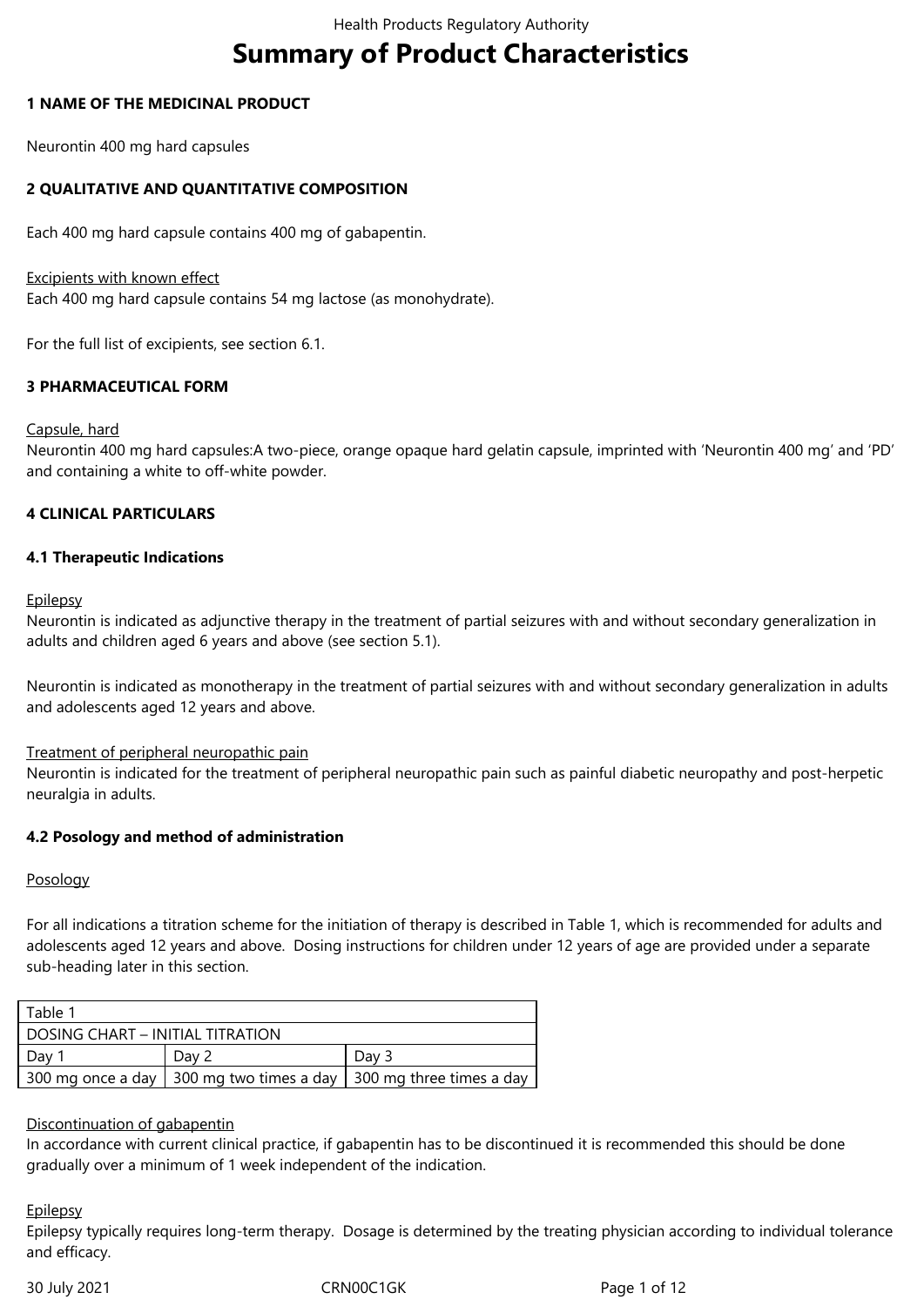# Summary of Product Characteristics

## 1 NAME OF THE MEDICINAL PRODUCT

Neurontin 400 mg hard capsules

## 2 QUALITATIVE AND QUANTITATIVE COMPOSITION

Each 400 mg hard capsule contains 400 mg of gabapentin.

Excipients with known effect
Each 400 mg hard capsule contains 54 mg lactose (as monohydrate).

For the full list of excipients, see section 6.1.

## 3 PHARMACEUTICAL FORM

Capsule, hard
Neurontin 400 mg hard capsules:A two-piece, orange opaque hard gelatin capsule, imprinted with 'Neurontin 400 mg' and 'PD' and containing a white to off-white powder.

## 4 CLINICAL PARTICULARS

### 4.1 Therapeutic Indications

Epilepsy
Neurontin is indicated as adjunctive therapy in the treatment of partial seizures with and without secondary generalization in adults and children aged 6 years and above (see section 5.1).

Neurontin is indicated as monotherapy in the treatment of partial seizures with and without secondary generalization in adults and adolescents aged 12 years and above.

Treatment of peripheral neuropathic pain
Neurontin is indicated for the treatment of peripheral neuropathic pain such as painful diabetic neuropathy and post-herpetic neuralgia in adults.

### 4.2 Posology and method of administration

Posology

For all indications a titration scheme for the initiation of therapy is described in Table 1, which is recommended for adults and adolescents aged 12 years and above. Dosing instructions for children under 12 years of age are provided under a separate sub-heading later in this section.

| Table 1 | | |
|---|---|---|
| DOSING CHART – INITIAL TITRATION | | |
| Day 1 | Day 2 | Day 3 |
| 300 mg once a day | 300 mg two times a day | 300 mg three times a day |

Discontinuation of gabapentin
In accordance with current clinical practice, if gabapentin has to be discontinued it is recommended this should be done gradually over a minimum of 1 week independent of the indication.

Epilepsy
Epilepsy typically requires long-term therapy. Dosage is determined by the treating physician according to individual tolerance and efficacy.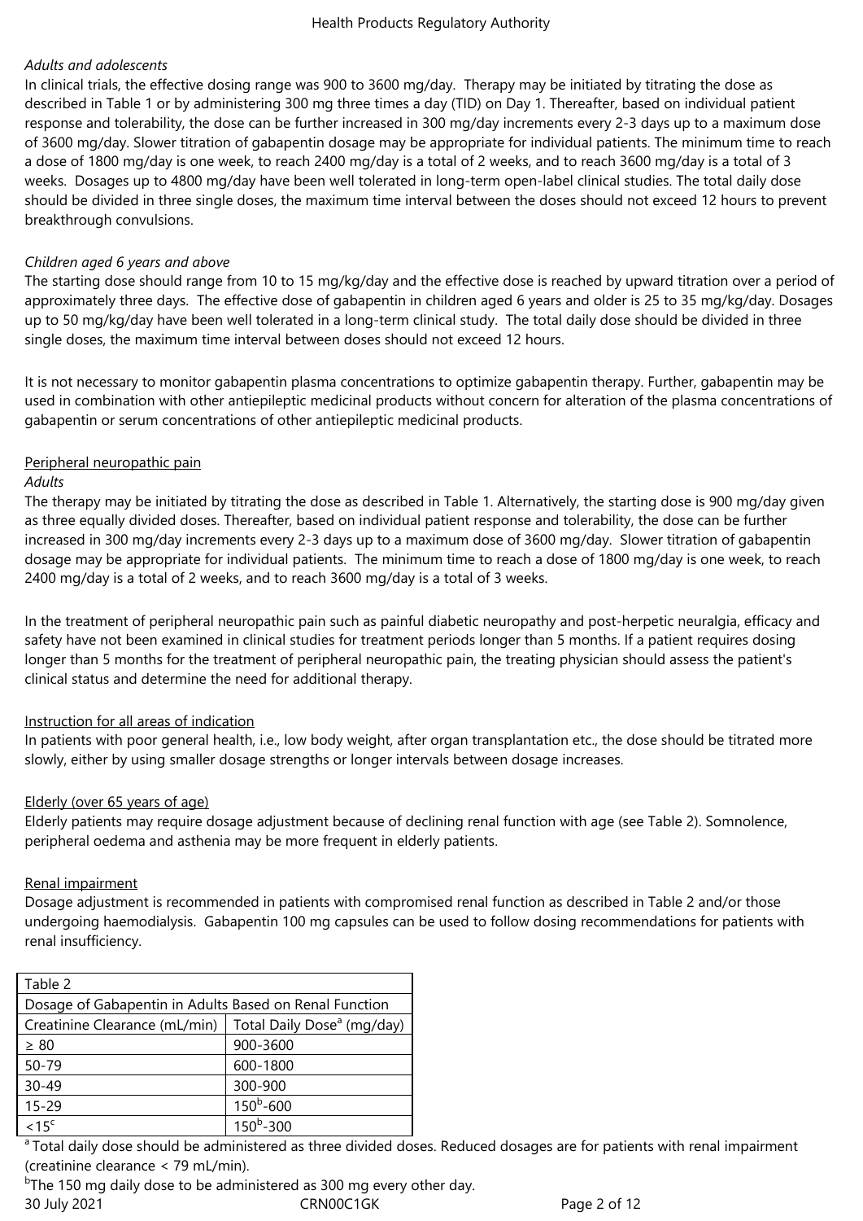*Adults and adolescents*

In clinical trials, the effective dosing range was 900 to 3600 mg/day. Therapy may be initiated by titrating the dose as described in Table 1 or by administering 300 mg three times a day (TID) on Day 1. Thereafter, based on individual patient response and tolerability, the dose can be further increased in 300 mg/day increments every 2-3 days up to a maximum dose of 3600 mg/day. Slower titration of gabapentin dosage may be appropriate for individual patients. The minimum time to reach a dose of 1800 mg/day is one week, to reach 2400 mg/day is a total of 2 weeks, and to reach 3600 mg/day is a total of 3 weeks. Dosages up to 4800 mg/day have been well tolerated in long-term open-label clinical studies. The total daily dose should be divided in three single doses, the maximum time interval between the doses should not exceed 12 hours to prevent breakthrough convulsions.

*Children aged 6 years and above*

The starting dose should range from 10 to 15 mg/kg/day and the effective dose is reached by upward titration over a period of approximately three days. The effective dose of gabapentin in children aged 6 years and older is 25 to 35 mg/kg/day. Dosages up to 50 mg/kg/day have been well tolerated in a long-term clinical study. The total daily dose should be divided in three single doses, the maximum time interval between doses should not exceed 12 hours.

It is not necessary to monitor gabapentin plasma concentrations to optimize gabapentin therapy. Further, gabapentin may be used in combination with other antiepileptic medicinal products without concern for alteration of the plasma concentrations of gabapentin or serum concentrations of other antiepileptic medicinal products.

Peripheral neuropathic pain

*Adults*

The therapy may be initiated by titrating the dose as described in Table 1. Alternatively, the starting dose is 900 mg/day given as three equally divided doses. Thereafter, based on individual patient response and tolerability, the dose can be further increased in 300 mg/day increments every 2-3 days up to a maximum dose of 3600 mg/day. Slower titration of gabapentin dosage may be appropriate for individual patients. The minimum time to reach a dose of 1800 mg/day is one week, to reach 2400 mg/day is a total of 2 weeks, and to reach 3600 mg/day is a total of 3 weeks.

In the treatment of peripheral neuropathic pain such as painful diabetic neuropathy and post-herpetic neuralgia, efficacy and safety have not been examined in clinical studies for treatment periods longer than 5 months. If a patient requires dosing longer than 5 months for the treatment of peripheral neuropathic pain, the treating physician should assess the patient's clinical status and determine the need for additional therapy.

Instruction for all areas of indication

In patients with poor general health, i.e., low body weight, after organ transplantation etc., the dose should be titrated more slowly, either by using smaller dosage strengths or longer intervals between dosage increases.

Elderly (over 65 years of age)

Elderly patients may require dosage adjustment because of declining renal function with age (see Table 2). Somnolence, peripheral oedema and asthenia may be more frequent in elderly patients.

Renal impairment

Dosage adjustment is recommended in patients with compromised renal function as described in Table 2 and/or those undergoing haemodialysis. Gabapentin 100 mg capsules can be used to follow dosing recommendations for patients with renal insufficiency.

| Table 2 | |
|---|---|
| Dosage of Gabapentin in Adults Based on Renal Function | |
| Creatinine Clearance (mL/min) | Total Daily Dose[a] (mg/day) |
| ≥ 80 | 900-3600 |
| 50-79 | 600-1800 |
| 30-49 | 300-900 |
| 15-29 | 150[b]-600 |
| <15[c] | 150[b]-300 |

[a] Total daily dose should be administered as three divided doses. Reduced dosages are for patients with renal impairment (creatinine clearance < 79 mL/min).

[b] The 150 mg daily dose to be administered as 300 mg every other day.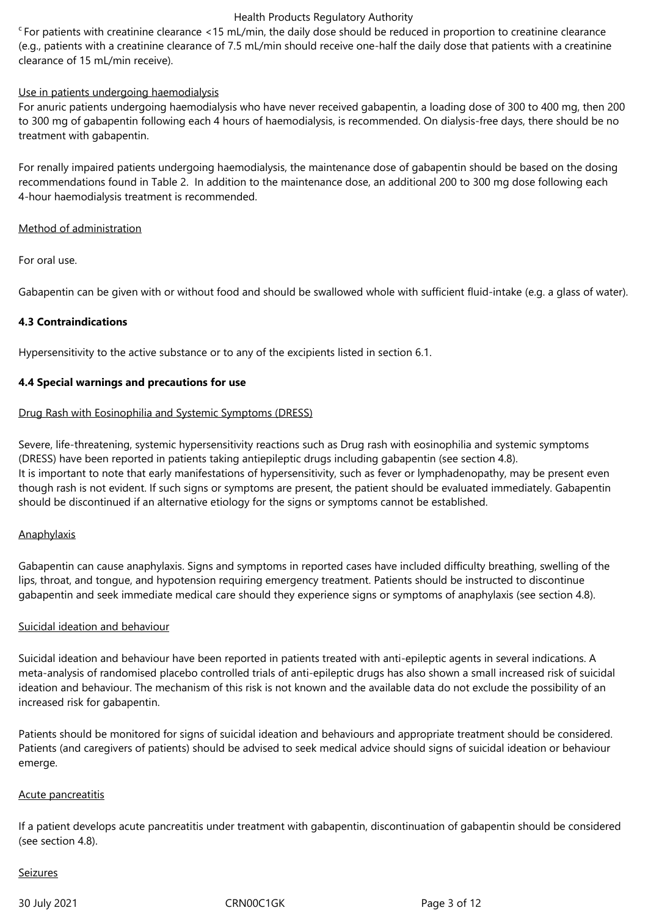[c] For patients with creatinine clearance <15 mL/min, the daily dose should be reduced in proportion to creatinine clearance (e.g., patients with a creatinine clearance of 7.5 mL/min should receive one-half the daily dose that patients with a creatinine clearance of 15 mL/min receive).

Use in patients undergoing haemodialysis

For anuric patients undergoing haemodialysis who have never received gabapentin, a loading dose of 300 to 400 mg, then 200 to 300 mg of gabapentin following each 4 hours of haemodialysis, is recommended. On dialysis-free days, there should be no treatment with gabapentin.

For renally impaired patients undergoing haemodialysis, the maintenance dose of gabapentin should be based on the dosing recommendations found in Table 2. In addition to the maintenance dose, an additional 200 to 300 mg dose following each 4-hour haemodialysis treatment is recommended.

Method of administration

For oral use.

Gabapentin can be given with or without food and should be swallowed whole with sufficient fluid-intake (e.g. a glass of water).

**4.3 Contraindications**

Hypersensitivity to the active substance or to any of the excipients listed in section 6.1.

**4.4 Special warnings and precautions for use**

Drug Rash with Eosinophilia and Systemic Symptoms (DRESS)

Severe, life-threatening, systemic hypersensitivity reactions such as Drug rash with eosinophilia and systemic symptoms (DRESS) have been reported in patients taking antiepileptic drugs including gabapentin (see section 4.8).
It is important to note that early manifestations of hypersensitivity, such as fever or lymphadenopathy, may be present even though rash is not evident. If such signs or symptoms are present, the patient should be evaluated immediately. Gabapentin should be discontinued if an alternative etiology for the signs or symptoms cannot be established.

Anaphylaxis

Gabapentin can cause anaphylaxis. Signs and symptoms in reported cases have included difficulty breathing, swelling of the lips, throat, and tongue, and hypotension requiring emergency treatment. Patients should be instructed to discontinue gabapentin and seek immediate medical care should they experience signs or symptoms of anaphylaxis (see section 4.8).

Suicidal ideation and behaviour

Suicidal ideation and behaviour have been reported in patients treated with anti-epileptic agents in several indications. A meta-analysis of randomised placebo controlled trials of anti-epileptic drugs has also shown a small increased risk of suicidal ideation and behaviour. The mechanism of this risk is not known and the available data do not exclude the possibility of an increased risk for gabapentin.

Patients should be monitored for signs of suicidal ideation and behaviours and appropriate treatment should be considered. Patients (and caregivers of patients) should be advised to seek medical advice should signs of suicidal ideation or behaviour emerge.

Acute pancreatitis

If a patient develops acute pancreatitis under treatment with gabapentin, discontinuation of gabapentin should be considered (see section 4.8).

Seizures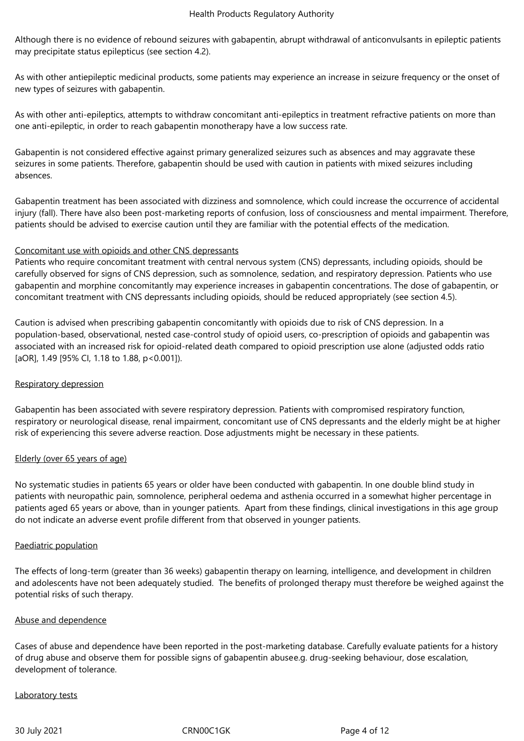Although there is no evidence of rebound seizures with gabapentin, abrupt withdrawal of anticonvulsants in epileptic patients may precipitate status epilepticus (see section 4.2).

As with other antiepileptic medicinal products, some patients may experience an increase in seizure frequency or the onset of new types of seizures with gabapentin.

As with other anti-epileptics, attempts to withdraw concomitant anti-epileptics in treatment refractive patients on more than one anti-epileptic, in order to reach gabapentin monotherapy have a low success rate.

Gabapentin is not considered effective against primary generalized seizures such as absences and may aggravate these seizures in some patients. Therefore, gabapentin should be used with caution in patients with mixed seizures including absences.

Gabapentin treatment has been associated with dizziness and somnolence, which could increase the occurrence of accidental injury (fall). There have also been post-marketing reports of confusion, loss of consciousness and mental impairment. Therefore, patients should be advised to exercise caution until they are familiar with the potential effects of the medication.

Concomitant use with opioids and other CNS depressants

Patients who require concomitant treatment with central nervous system (CNS) depressants, including opioids, should be carefully observed for signs of CNS depression, such as somnolence, sedation, and respiratory depression. Patients who use gabapentin and morphine concomitantly may experience increases in gabapentin concentrations. The dose of gabapentin, or concomitant treatment with CNS depressants including opioids, should be reduced appropriately (see section 4.5).

Caution is advised when prescribing gabapentin concomitantly with opioids due to risk of CNS depression. In a population-based, observational, nested case-control study of opioid users, co-prescription of opioids and gabapentin was associated with an increased risk for opioid-related death compared to opioid prescription use alone (adjusted odds ratio [aOR], 1.49 [95% CI, 1.18 to 1.88, p<0.001]).

Respiratory depression

Gabapentin has been associated with severe respiratory depression. Patients with compromised respiratory function, respiratory or neurological disease, renal impairment, concomitant use of CNS depressants and the elderly might be at higher risk of experiencing this severe adverse reaction. Dose adjustments might be necessary in these patients.

Elderly (over 65 years of age)

No systematic studies in patients 65 years or older have been conducted with gabapentin. In one double blind study in patients with neuropathic pain, somnolence, peripheral oedema and asthenia occurred in a somewhat higher percentage in patients aged 65 years or above, than in younger patients. Apart from these findings, clinical investigations in this age group do not indicate an adverse event profile different from that observed in younger patients.

Paediatric population

The effects of long-term (greater than 36 weeks) gabapentin therapy on learning, intelligence, and development in children and adolescents have not been adequately studied. The benefits of prolonged therapy must therefore be weighed against the potential risks of such therapy.

Abuse and dependence

Cases of abuse and dependence have been reported in the post-marketing database. Carefully evaluate patients for a history of drug abuse and observe them for possible signs of gabapentin abusee.g. drug-seeking behaviour, dose escalation, development of tolerance.

Laboratory tests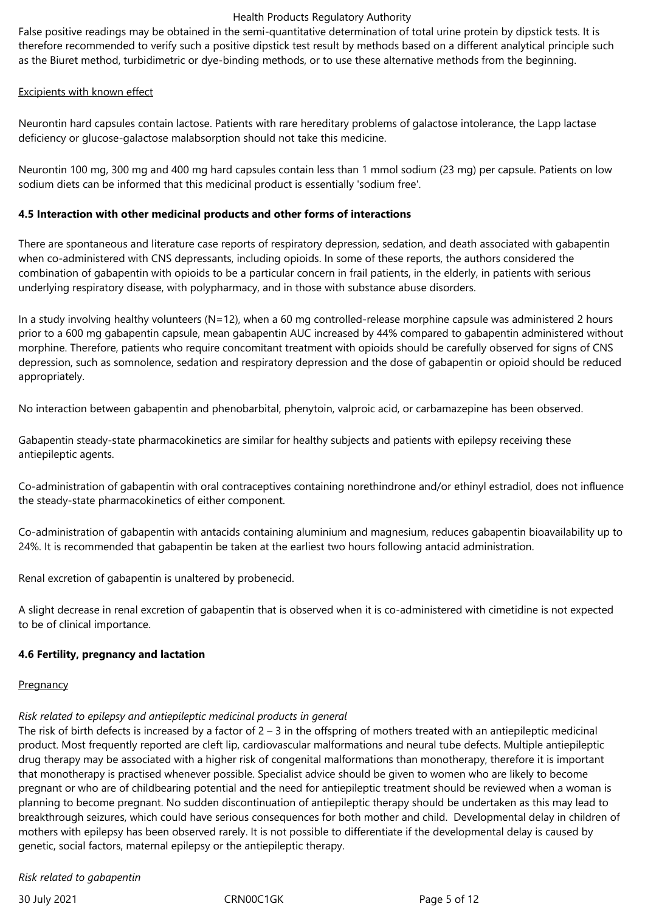False positive readings may be obtained in the semi-quantitative determination of total urine protein by dipstick tests. It is therefore recommended to verify such a positive dipstick test result by methods based on a different analytical principle such as the Biuret method, turbidimetric or dye-binding methods, or to use these alternative methods from the beginning.

Excipients with known effect

Neurontin hard capsules contain lactose. Patients with rare hereditary problems of galactose intolerance, the Lapp lactase deficiency or glucose-galactose malabsorption should not take this medicine.

Neurontin 100 mg, 300 mg and 400 mg hard capsules contain less than 1 mmol sodium (23 mg) per capsule. Patients on low sodium diets can be informed that this medicinal product is essentially 'sodium free'.

## 4.5 Interaction with other medicinal products and other forms of interactions

There are spontaneous and literature case reports of respiratory depression, sedation, and death associated with gabapentin when co-administered with CNS depressants, including opioids. In some of these reports, the authors considered the combination of gabapentin with opioids to be a particular concern in frail patients, in the elderly, in patients with serious underlying respiratory disease, with polypharmacy, and in those with substance abuse disorders.

In a study involving healthy volunteers (N=12), when a 60 mg controlled-release morphine capsule was administered 2 hours prior to a 600 mg gabapentin capsule, mean gabapentin AUC increased by 44% compared to gabapentin administered without morphine. Therefore, patients who require concomitant treatment with opioids should be carefully observed for signs of CNS depression, such as somnolence, sedation and respiratory depression and the dose of gabapentin or opioid should be reduced appropriately.

No interaction between gabapentin and phenobarbital, phenytoin, valproic acid, or carbamazepine has been observed.

Gabapentin steady-state pharmacokinetics are similar for healthy subjects and patients with epilepsy receiving these antiepileptic agents.

Co-administration of gabapentin with oral contraceptives containing norethindrone and/or ethinyl estradiol, does not influence the steady-state pharmacokinetics of either component.

Co-administration of gabapentin with antacids containing aluminium and magnesium, reduces gabapentin bioavailability up to 24%. It is recommended that gabapentin be taken at the earliest two hours following antacid administration.

Renal excretion of gabapentin is unaltered by probenecid.

A slight decrease in renal excretion of gabapentin that is observed when it is co-administered with cimetidine is not expected to be of clinical importance.

## 4.6 Fertility, pregnancy and lactation

Pregnancy

*Risk related to epilepsy and antiepileptic medicinal products in general*

The risk of birth defects is increased by a factor of 2 – 3 in the offspring of mothers treated with an antiepileptic medicinal product. Most frequently reported are cleft lip, cardiovascular malformations and neural tube defects. Multiple antiepileptic drug therapy may be associated with a higher risk of congenital malformations than monotherapy, therefore it is important that monotherapy is practised whenever possible. Specialist advice should be given to women who are likely to become pregnant or who are of childbearing potential and the need for antiepileptic treatment should be reviewed when a woman is planning to become pregnant. No sudden discontinuation of antiepileptic therapy should be undertaken as this may lead to breakthrough seizures, which could have serious consequences for both mother and child. Developmental delay in children of mothers with epilepsy has been observed rarely. It is not possible to differentiate if the developmental delay is caused by genetic, social factors, maternal epilepsy or the antiepileptic therapy.

*Risk related to gabapentin*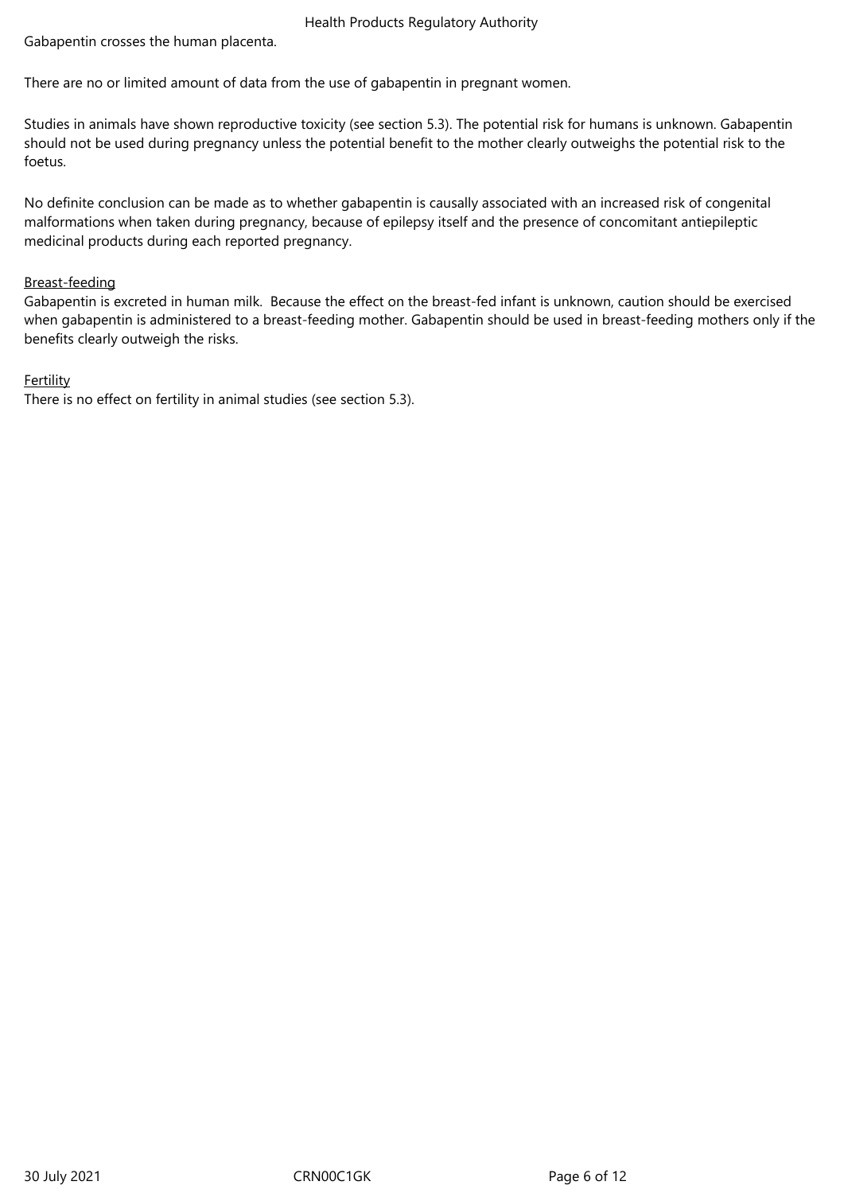Gabapentin crosses the human placenta.

There are no or limited amount of data from the use of gabapentin in pregnant women.

Studies in animals have shown reproductive toxicity (see section 5.3). The potential risk for humans is unknown. Gabapentin should not be used during pregnancy unless the potential benefit to the mother clearly outweighs the potential risk to the foetus.

No definite conclusion can be made as to whether gabapentin is causally associated with an increased risk of congenital malformations when taken during pregnancy, because of epilepsy itself and the presence of concomitant antiepileptic medicinal products during each reported pregnancy.

Breast-feeding

Gabapentin is excreted in human milk. Because the effect on the breast-fed infant is unknown, caution should be exercised when gabapentin is administered to a breast-feeding mother. Gabapentin should be used in breast-feeding mothers only if the benefits clearly outweigh the risks.

Fertility

There is no effect on fertility in animal studies (see section 5.3).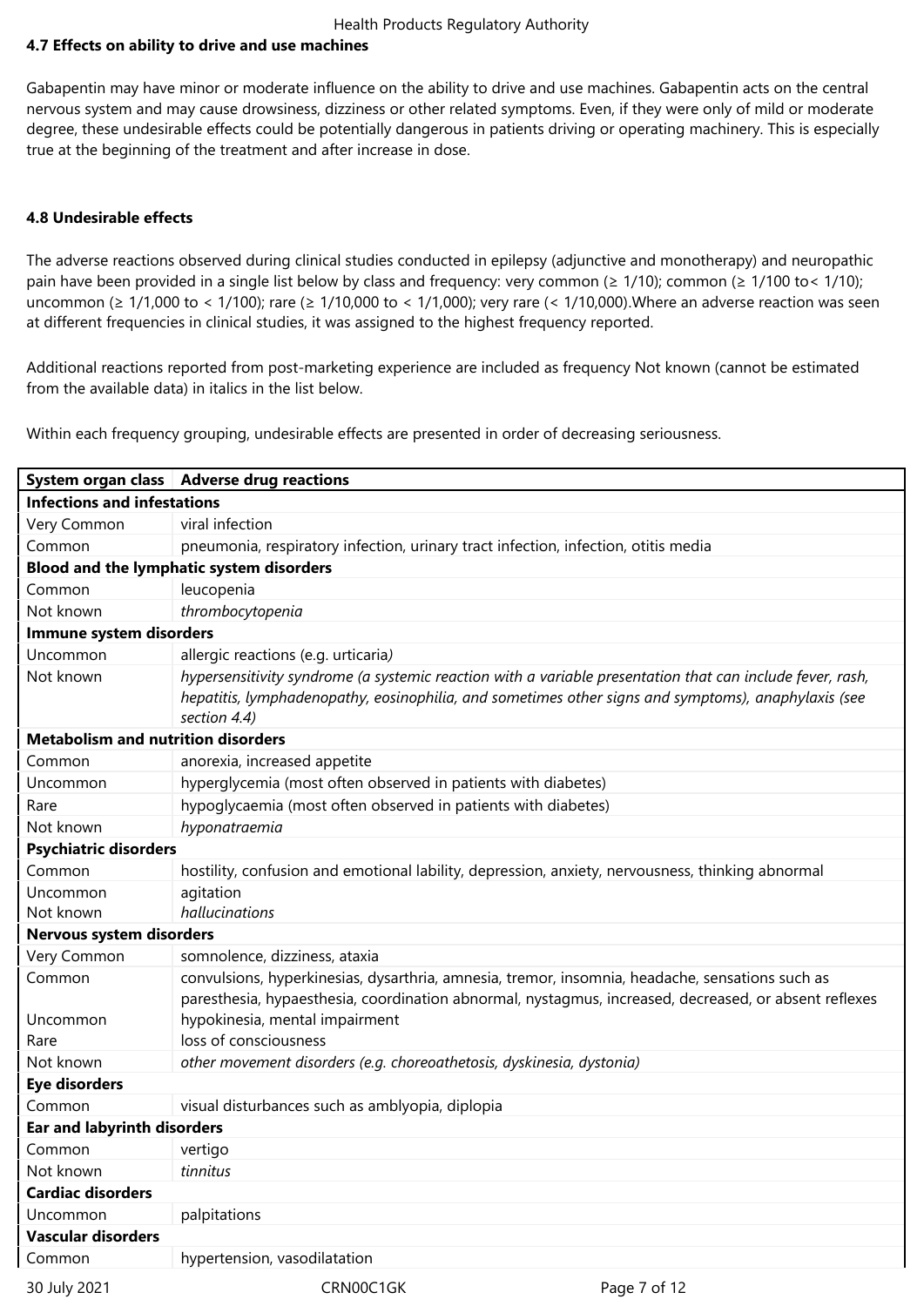#### 4.7 Effects on ability to drive and use machines

Gabapentin may have minor or moderate influence on the ability to drive and use machines. Gabapentin acts on the central nervous system and may cause drowsiness, dizziness or other related symptoms. Even, if they were only of mild or moderate degree, these undesirable effects could be potentially dangerous in patients driving or operating machinery. This is especially true at the beginning of the treatment and after increase in dose.

#### 4.8 Undesirable effects

The adverse reactions observed during clinical studies conducted in epilepsy (adjunctive and monotherapy) and neuropathic pain have been provided in a single list below by class and frequency: very common (≥ 1/10); common (≥ 1/100 to< 1/10); uncommon (≥ 1/1,000 to < 1/100); rare (≥ 1/10,000 to < 1/1,000); very rare (< 1/10,000).Where an adverse reaction was seen at different frequencies in clinical studies, it was assigned to the highest frequency reported.

Additional reactions reported from post-marketing experience are included as frequency Not known (cannot be estimated from the available data) in italics in the list below.

Within each frequency grouping, undesirable effects are presented in order of decreasing seriousness.

| System organ class | Adverse drug reactions |
|---|---|
| **Infections and infestations** | |
| Very Common | viral infection |
| Common | pneumonia, respiratory infection, urinary tract infection, infection, otitis media |
| **Blood and the lymphatic system disorders** | |
| Common | leucopenia |
| Not known | *thrombocytopenia* |
| **Immune system disorders** | |
| Uncommon | allergic reactions (e.g. urticaria) |
| Not known | *hypersensitivity syndrome (a systemic reaction with a variable presentation that can include fever, rash, hepatitis, lymphadenopathy, eosinophilia, and sometimes other signs and symptoms), anaphylaxis (see section 4.4)* |
| **Metabolism and nutrition disorders** | |
| Common | anorexia, increased appetite |
| Uncommon | hyperglycemia (most often observed in patients with diabetes) |
| Rare | hypoglycaemia (most often observed in patients with diabetes) |
| Not known | *hyponatraemia* |
| **Psychiatric disorders** | |
| Common | hostility, confusion and emotional lability, depression, anxiety, nervousness, thinking abnormal |
| Uncommon | agitation |
| Not known | *hallucinations* |
| **Nervous system disorders** | |
| Very Common | somnolence, dizziness, ataxia |
| Common | convulsions, hyperkinesias, dysarthria, amnesia, tremor, insomnia, headache, sensations such as paresthesia, hypaesthesia, coordination abnormal, nystagmus, increased, decreased, or absent reflexes |
| Uncommon | hypokinesia, mental impairment |
| Rare | loss of consciousness |
| Not known | *other movement disorders (e.g. choreoathetosis, dyskinesia, dystonia)* |
| **Eye disorders** | |
| Common | visual disturbances such as amblyopia, diplopia |
| **Ear and labyrinth disorders** | |
| Common | vertigo |
| Not known | *tinnitus* |
| **Cardiac disorders** | |
| Uncommon | palpitations |
| **Vascular disorders** | |
| Common | hypertension, vasodilatation |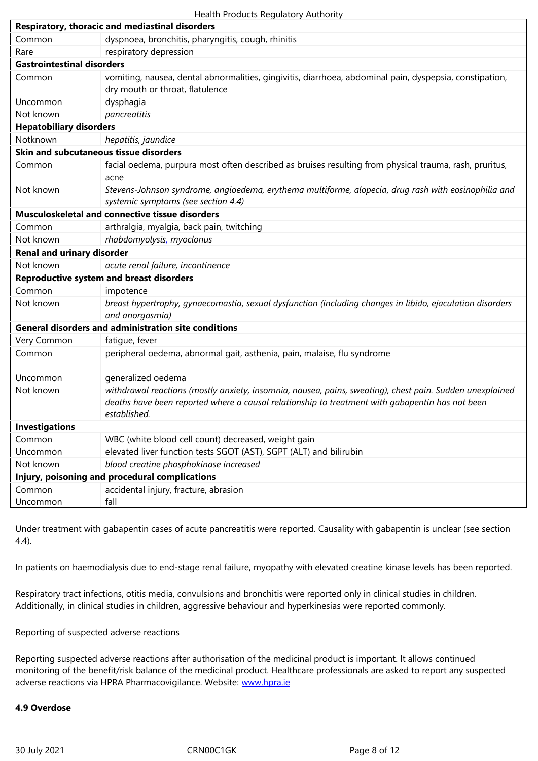| | |
|---|---|
| **Respiratory, thoracic and mediastinal disorders** | |
| Common | dyspnoea, bronchitis, pharyngitis, cough, rhinitis |
| Rare | respiratory depression |
| **Gastrointestinal disorders** | |
| Common | vomiting, nausea, dental abnormalities, gingivitis, diarrhoea, abdominal pain, dyspepsia, constipation, dry mouth or throat, flatulence |
| Uncommon | dysphagia |
| Not known | *pancreatitis* |
| **Hepatobiliary disorders** | |
| Notknown | *hepatitis, jaundice* |
| **Skin and subcutaneous tissue disorders** | |
| Common | facial oedema, purpura most often described as bruises resulting from physical trauma, rash, pruritus, acne |
| Not known | *Stevens-Johnson syndrome, angioedema, erythema multiforme, alopecia, drug rash with eosinophilia and systemic symptoms (see section 4.4)* |
| **Musculoskeletal and connective tissue disorders** | |
| Common | arthralgia, myalgia, back pain, twitching |
| Not known | *rhabdomyolysis, myoclonus* |
| **Renal and urinary disorder** | |
| Not known | *acute renal failure, incontinence* |
| **Reproductive system and breast disorders** | |
| Common | impotence |
| Not known | *breast hypertrophy, gynaecomastia, sexual dysfunction (including changes in libido, ejaculation disorders and anorgasmia)* |
| **General disorders and administration site conditions** | |
| Very Common | fatigue, fever |
| Common | peripheral oedema, abnormal gait, asthenia, pain, malaise, flu syndrome |
| Uncommon | generalized oedema |
| Not known | *withdrawal reactions (mostly anxiety, insomnia, nausea, pains, sweating), chest pain. Sudden unexplained deaths have been reported where a causal relationship to treatment with gabapentin has not been established.* |
| **Investigations** | |
| Common | WBC (white blood cell count) decreased, weight gain |
| Uncommon | elevated liver function tests SGOT (AST), SGPT (ALT) and bilirubin |
| Not known | *blood creatine phosphokinase increased* |
| **Injury, poisoning and procedural complications** | |
| Common | accidental injury, fracture, abrasion |
| Uncommon | fall |

Under treatment with gabapentin cases of acute pancreatitis were reported. Causality with gabapentin is unclear (see section 4.4).

In patients on haemodialysis due to end-stage renal failure, myopathy with elevated creatine kinase levels has been reported.

Respiratory tract infections, otitis media, convulsions and bronchitis were reported only in clinical studies in children. Additionally, in clinical studies in children, aggressive behaviour and hyperkinesias were reported commonly.

Reporting of suspected adverse reactions

Reporting suspected adverse reactions after authorisation of the medicinal product is important. It allows continued monitoring of the benefit/risk balance of the medicinal product. Healthcare professionals are asked to report any suspected adverse reactions via HPRA Pharmacovigilance. Website: www.hpra.ie

**4.9 Overdose**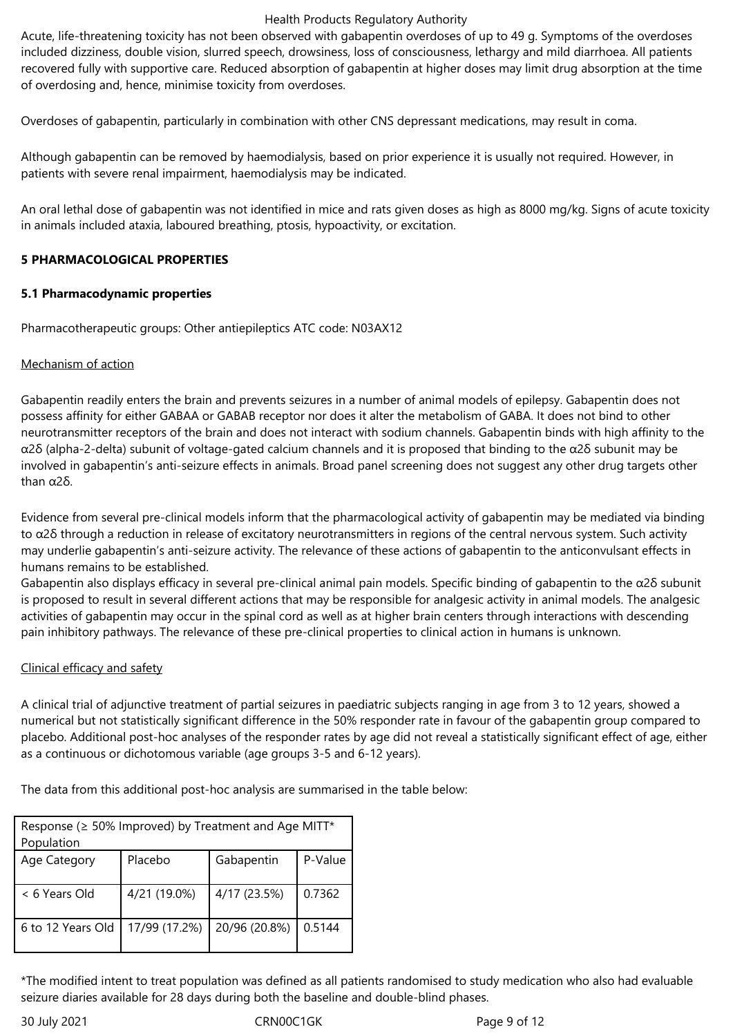Acute, life-threatening toxicity has not been observed with gabapentin overdoses of up to 49 g. Symptoms of the overdoses included dizziness, double vision, slurred speech, drowsiness, loss of consciousness, lethargy and mild diarrhoea. All patients recovered fully with supportive care. Reduced absorption of gabapentin at higher doses may limit drug absorption at the time of overdosing and, hence, minimise toxicity from overdoses.

Overdoses of gabapentin, particularly in combination with other CNS depressant medications, may result in coma.

Although gabapentin can be removed by haemodialysis, based on prior experience it is usually not required. However, in patients with severe renal impairment, haemodialysis may be indicated.

An oral lethal dose of gabapentin was not identified in mice and rats given doses as high as 8000 mg/kg. Signs of acute toxicity in animals included ataxia, laboured breathing, ptosis, hypoactivity, or excitation.

## 5 PHARMACOLOGICAL PROPERTIES

### 5.1 Pharmacodynamic properties

Pharmacotherapeutic groups: Other antiepileptics ATC code: N03AX12

Mechanism of action

Gabapentin readily enters the brain and prevents seizures in a number of animal models of epilepsy. Gabapentin does not possess affinity for either GABAA or GABAB receptor nor does it alter the metabolism of GABA. It does not bind to other neurotransmitter receptors of the brain and does not interact with sodium channels. Gabapentin binds with high affinity to the α2δ (alpha-2-delta) subunit of voltage-gated calcium channels and it is proposed that binding to the α2δ subunit may be involved in gabapentin's anti-seizure effects in animals. Broad panel screening does not suggest any other drug targets other than α2δ.

Evidence from several pre-clinical models inform that the pharmacological activity of gabapentin may be mediated via binding to α2δ through a reduction in release of excitatory neurotransmitters in regions of the central nervous system. Such activity may underlie gabapentin's anti-seizure activity. The relevance of these actions of gabapentin to the anticonvulsant effects in humans remains to be established.
Gabapentin also displays efficacy in several pre-clinical animal pain models. Specific binding of gabapentin to the α2δ subunit is proposed to result in several different actions that may be responsible for analgesic activity in animal models. The analgesic activities of gabapentin may occur in the spinal cord as well as at higher brain centers through interactions with descending pain inhibitory pathways. The relevance of these pre-clinical properties to clinical action in humans is unknown.

Clinical efficacy and safety

A clinical trial of adjunctive treatment of partial seizures in paediatric subjects ranging in age from 3 to 12 years, showed a numerical but not statistically significant difference in the 50% responder rate in favour of the gabapentin group compared to placebo. Additional post-hoc analyses of the responder rates by age did not reveal a statistically significant effect of age, either as a continuous or dichotomous variable (age groups 3-5 and 6-12 years).

The data from this additional post-hoc analysis are summarised in the table below:

| Response (≥ 50% Improved) by Treatment and Age MITT* Population | | | |
|---|---|---|---|
| Age Category | Placebo | Gabapentin | P-Value |
| < 6 Years Old | 4/21 (19.0%) | 4/17 (23.5%) | 0.7362 |
| 6 to 12 Years Old | 17/99 (17.2%) | 20/96 (20.8%) | 0.5144 |

*The modified intent to treat population was defined as all patients randomised to study medication who also had evaluable seizure diaries available for 28 days during both the baseline and double-blind phases.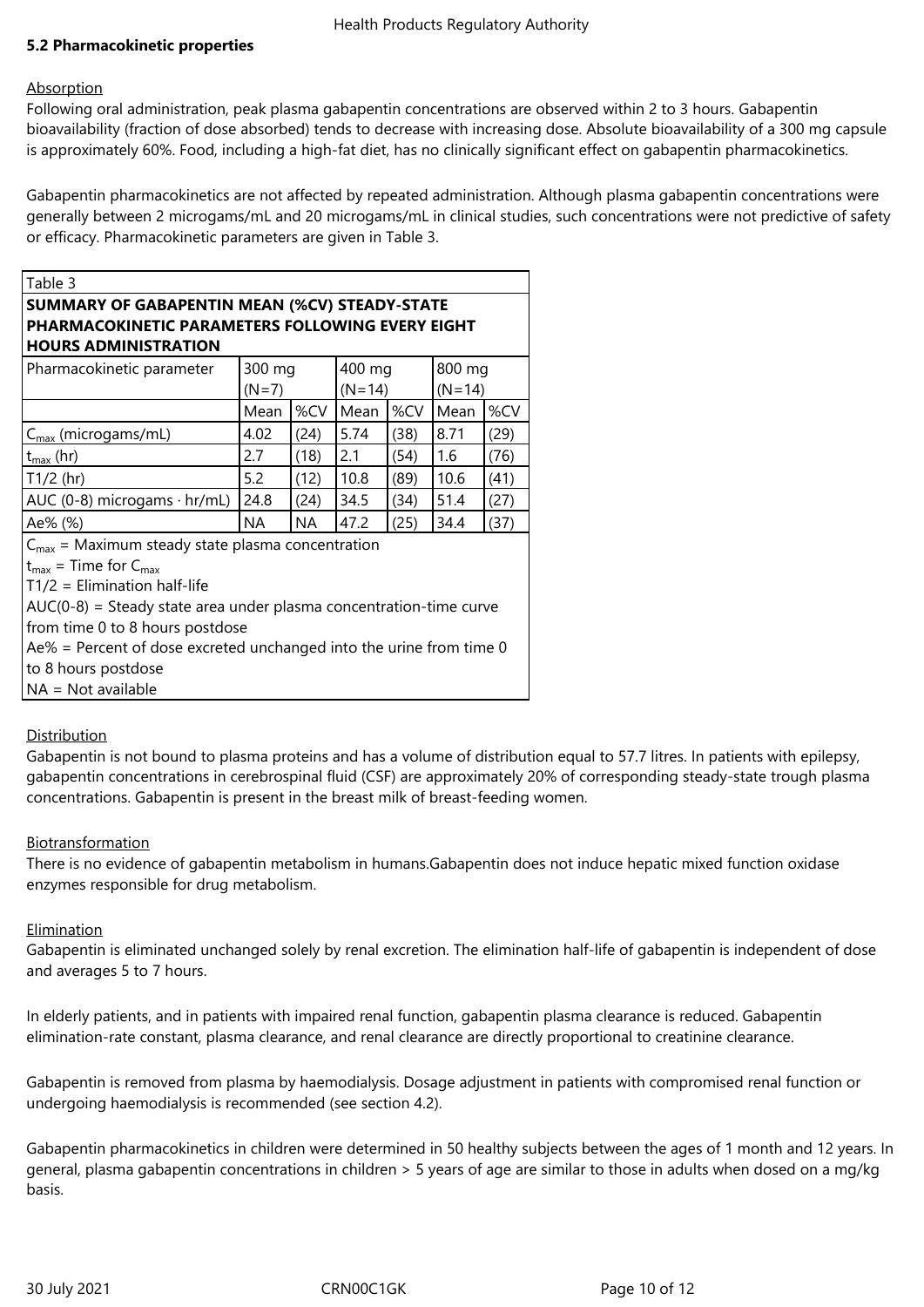### 5.2 Pharmacokinetic properties

Absorption

Following oral administration, peak plasma gabapentin concentrations are observed within 2 to 3 hours. Gabapentin bioavailability (fraction of dose absorbed) tends to decrease with increasing dose. Absolute bioavailability of a 300 mg capsule is approximately 60%. Food, including a high-fat diet, has no clinically significant effect on gabapentin pharmacokinetics.

Gabapentin pharmacokinetics are not affected by repeated administration. Although plasma gabapentin concentrations were generally between 2 microgams/mL and 20 microgams/mL in clinical studies, such concentrations were not predictive of safety or efficacy. Pharmacokinetic parameters are given in Table 3.

Table 3

**SUMMARY OF GABAPENTIN MEAN (%CV) STEADY-STATE PHARMACOKINETIC PARAMETERS FOLLOWING EVERY EIGHT HOURS ADMINISTRATION**

| Pharmacokinetic parameter | 300 mg (N=7) | | 400 mg (N=14) | | 800 mg (N=14) | |
|---|---|---|---|---|---|---|
| | Mean | %CV | Mean | %CV | Mean | %CV |
| $C_{max}$ (microgams/mL) | 4.02 | (24) | 5.74 | (38) | 8.71 | (29) |
| $t_{max}$ (hr) | 2.7 | (18) | 2.1 | (54) | 1.6 | (76) |
| T1/2 (hr) | 5.2 | (12) | 10.8 | (89) | 10.6 | (41) |
| AUC (0-8) microgams · hr/mL) | 24.8 | (24) | 34.5 | (34) | 51.4 | (27) |
| Ae% (%) | NA | NA | 47.2 | (25) | 34.4 | (37) |

$C_{max}$ = Maximum steady state plasma concentration
$t_{max}$ = Time for $C_{max}$
T1/2 = Elimination half-life
AUC(0-8) = Steady state area under plasma concentration-time curve from time 0 to 8 hours postdose
Ae% = Percent of dose excreted unchanged into the urine from time 0 to 8 hours postdose
NA = Not available

Distribution

Gabapentin is not bound to plasma proteins and has a volume of distribution equal to 57.7 litres. In patients with epilepsy, gabapentin concentrations in cerebrospinal fluid (CSF) are approximately 20% of corresponding steady-state trough plasma concentrations. Gabapentin is present in the breast milk of breast-feeding women.

Biotransformation

There is no evidence of gabapentin metabolism in humans.Gabapentin does not induce hepatic mixed function oxidase enzymes responsible for drug metabolism.

Elimination

Gabapentin is eliminated unchanged solely by renal excretion. The elimination half-life of gabapentin is independent of dose and averages 5 to 7 hours.

In elderly patients, and in patients with impaired renal function, gabapentin plasma clearance is reduced. Gabapentin elimination-rate constant, plasma clearance, and renal clearance are directly proportional to creatinine clearance.

Gabapentin is removed from plasma by haemodialysis. Dosage adjustment in patients with compromised renal function or undergoing haemodialysis is recommended (see section 4.2).

Gabapentin pharmacokinetics in children were determined in 50 healthy subjects between the ages of 1 month and 12 years. In general, plasma gabapentin concentrations in children > 5 years of age are similar to those in adults when dosed on a mg/kg basis.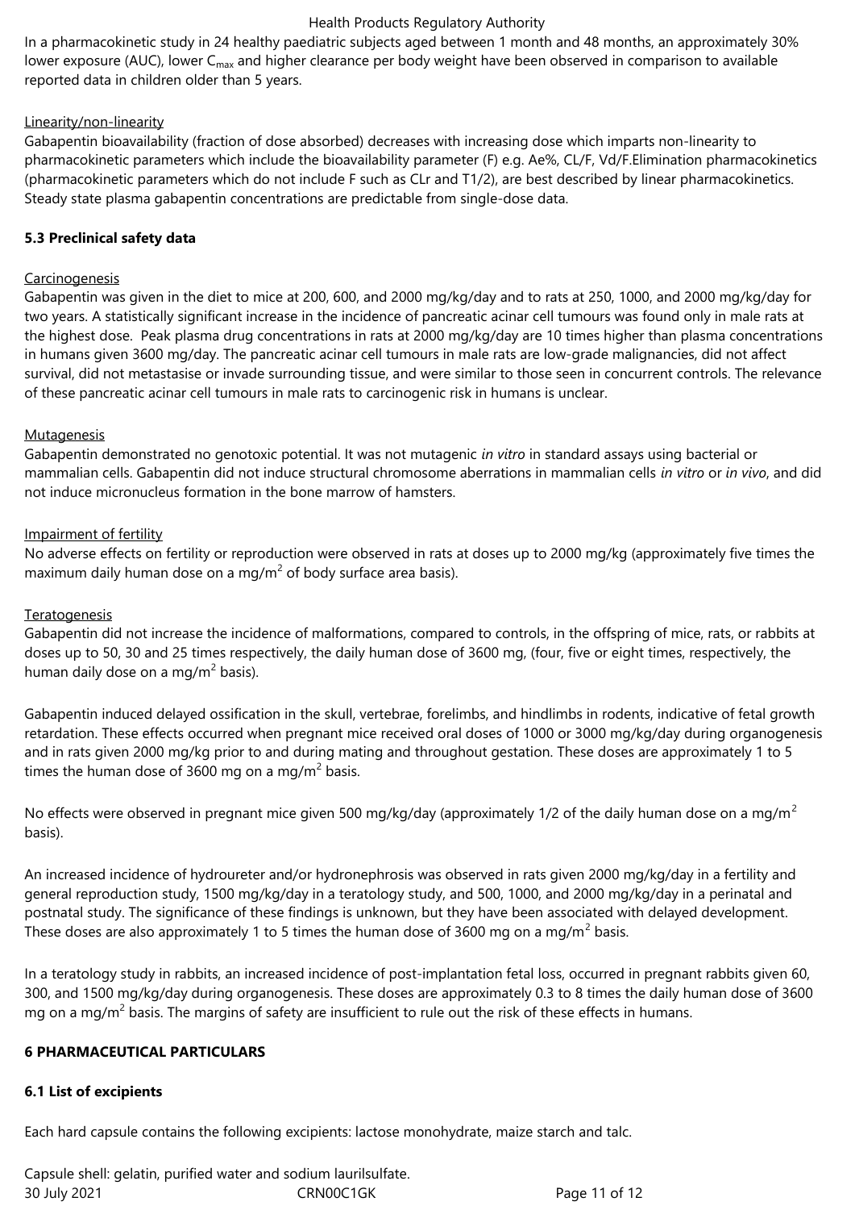In a pharmacokinetic study in 24 healthy paediatric subjects aged between 1 month and 48 months, an approximately 30% lower exposure (AUC), lower $C_{max}$ and higher clearance per body weight have been observed in comparison to available reported data in children older than 5 years.

Linearity/non-linearity

Gabapentin bioavailability (fraction of dose absorbed) decreases with increasing dose which imparts non-linearity to pharmacokinetic parameters which include the bioavailability parameter (F) e.g. Ae%, CL/F, Vd/F.Elimination pharmacokinetics (pharmacokinetic parameters which do not include F such as CLr and T1/2), are best described by linear pharmacokinetics. Steady state plasma gabapentin concentrations are predictable from single-dose data.

### 5.3 Preclinical safety data

Carcinogenesis

Gabapentin was given in the diet to mice at 200, 600, and 2000 mg/kg/day and to rats at 250, 1000, and 2000 mg/kg/day for two years. A statistically significant increase in the incidence of pancreatic acinar cell tumours was found only in male rats at the highest dose. Peak plasma drug concentrations in rats at 2000 mg/kg/day are 10 times higher than plasma concentrations in humans given 3600 mg/day. The pancreatic acinar cell tumours in male rats are low-grade malignancies, did not affect survival, did not metastasise or invade surrounding tissue, and were similar to those seen in concurrent controls. The relevance of these pancreatic acinar cell tumours in male rats to carcinogenic risk in humans is unclear.

Mutagenesis

Gabapentin demonstrated no genotoxic potential. It was not mutagenic *in vitro* in standard assays using bacterial or mammalian cells. Gabapentin did not induce structural chromosome aberrations in mammalian cells *in vitro* or *in vivo*, and did not induce micronucleus formation in the bone marrow of hamsters.

Impairment of fertility

No adverse effects on fertility or reproduction were observed in rats at doses up to 2000 mg/kg (approximately five times the maximum daily human dose on a mg/$m^2$ of body surface area basis).

Teratogenesis

Gabapentin did not increase the incidence of malformations, compared to controls, in the offspring of mice, rats, or rabbits at doses up to 50, 30 and 25 times respectively, the daily human dose of 3600 mg, (four, five or eight times, respectively, the human daily dose on a mg/$m^2$ basis).

Gabapentin induced delayed ossification in the skull, vertebrae, forelimbs, and hindlimbs in rodents, indicative of fetal growth retardation. These effects occurred when pregnant mice received oral doses of 1000 or 3000 mg/kg/day during organogenesis and in rats given 2000 mg/kg prior to and during mating and throughout gestation. These doses are approximately 1 to 5 times the human dose of 3600 mg on a mg/$m^2$ basis.

No effects were observed in pregnant mice given 500 mg/kg/day (approximately 1/2 of the daily human dose on a mg/$m^2$ basis).

An increased incidence of hydroureter and/or hydronephrosis was observed in rats given 2000 mg/kg/day in a fertility and general reproduction study, 1500 mg/kg/day in a teratology study, and 500, 1000, and 2000 mg/kg/day in a perinatal and postnatal study. The significance of these findings is unknown, but they have been associated with delayed development. These doses are also approximately 1 to 5 times the human dose of 3600 mg on a mg/$m^2$ basis.

In a teratology study in rabbits, an increased incidence of post-implantation fetal loss, occurred in pregnant rabbits given 60, 300, and 1500 mg/kg/day during organogenesis. These doses are approximately 0.3 to 8 times the daily human dose of 3600 mg on a mg/$m^2$ basis. The margins of safety are insufficient to rule out the risk of these effects in humans.

## 6 PHARMACEUTICAL PARTICULARS

### 6.1 List of excipients

Each hard capsule contains the following excipients: lactose monohydrate, maize starch and talc.

Capsule shell: gelatin, purified water and sodium laurilsulfate.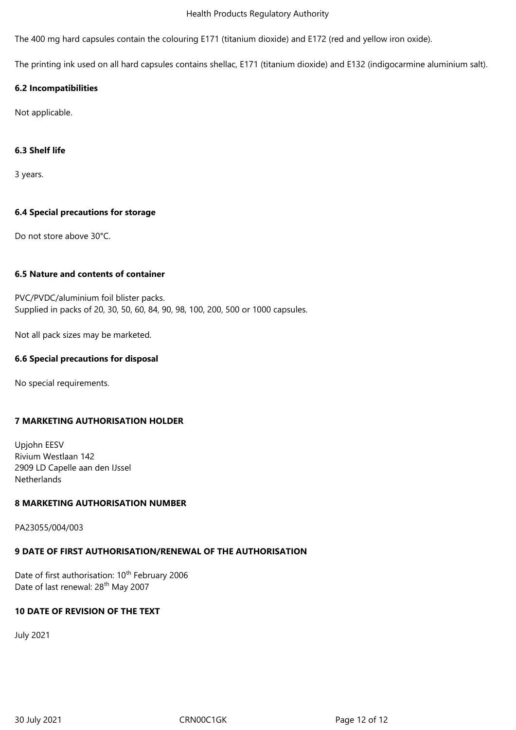The 400 mg hard capsules contain the colouring E171 (titanium dioxide) and E172 (red and yellow iron oxide).

The printing ink used on all hard capsules contains shellac, E171 (titanium dioxide) and E132 (indigocarmine aluminium salt).

### 6.2 Incompatibilities

Not applicable.

### 6.3 Shelf life

3 years.

### 6.4 Special precautions for storage

Do not store above 30°C.

### 6.5 Nature and contents of container

PVC/PVDC/aluminium foil blister packs.
Supplied in packs of 20, 30, 50, 60, 84, 90, 98, 100, 200, 500 or 1000 capsules.

Not all pack sizes may be marketed.

### 6.6 Special precautions for disposal

No special requirements.

## 7 MARKETING AUTHORISATION HOLDER

Upjohn EESV
Rivium Westlaan 142
2909 LD Capelle aan den IJssel
Netherlands

## 8 MARKETING AUTHORISATION NUMBER

PA23055/004/003

## 9 DATE OF FIRST AUTHORISATION/RENEWAL OF THE AUTHORISATION

Date of first authorisation: 10th February 2006
Date of last renewal: 28th May 2007

## 10 DATE OF REVISION OF THE TEXT

July 2021